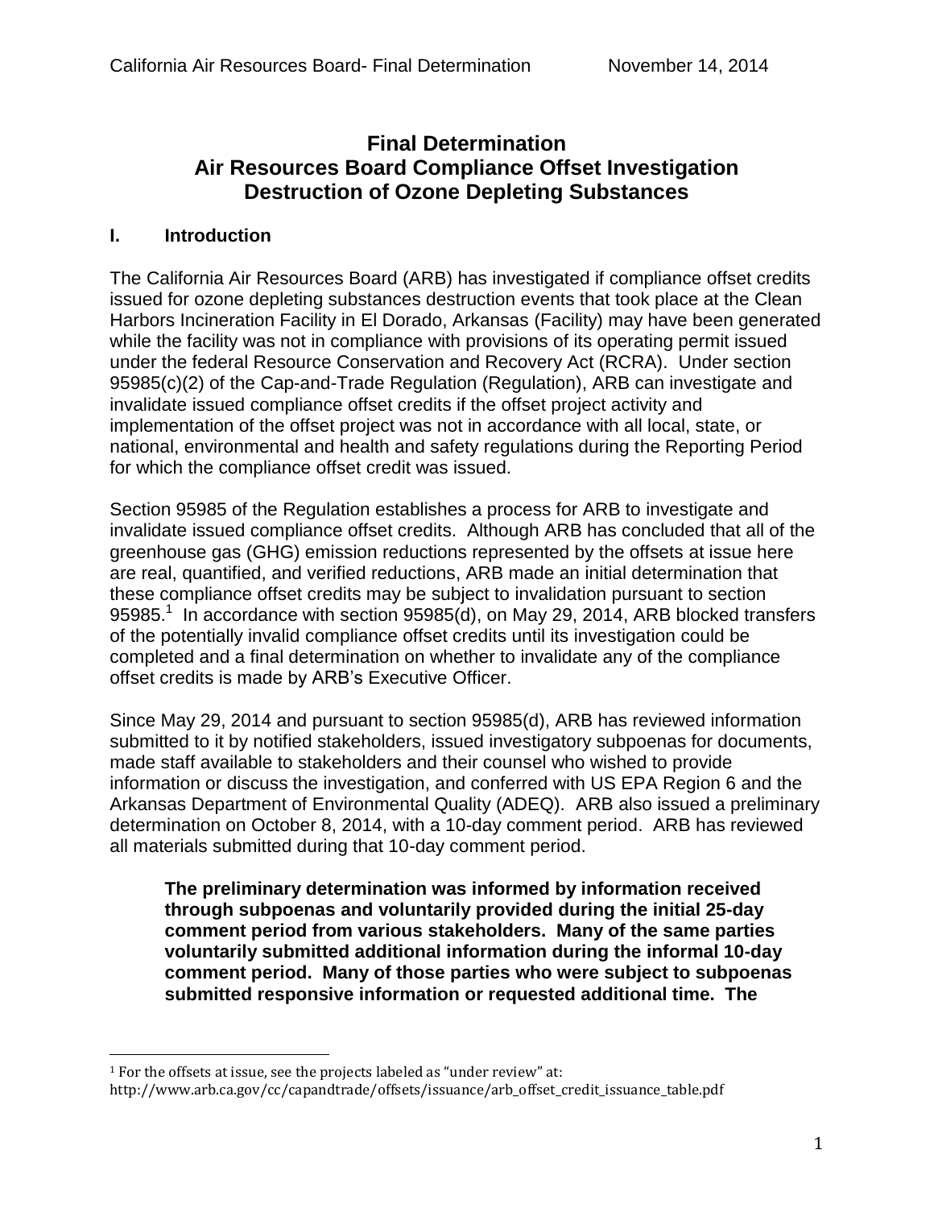# Final Determination
# Air Resources Board Compliance Offset Investigation
# Destruction of Ozone Depleting Substances

## I. Introduction

The California Air Resources Board (ARB) has investigated if compliance offset credits issued for ozone depleting substances destruction events that took place at the Clean Harbors Incineration Facility in El Dorado, Arkansas (Facility) may have been generated while the facility was not in compliance with provisions of its operating permit issued under the federal Resource Conservation and Recovery Act (RCRA). Under section 95985(c)(2) of the Cap-and-Trade Regulation (Regulation), ARB can investigate and invalidate issued compliance offset credits if the offset project activity and implementation of the offset project was not in accordance with all local, state, or national, environmental and health and safety regulations during the Reporting Period for which the compliance offset credit was issued.

Section 95985 of the Regulation establishes a process for ARB to investigate and invalidate issued compliance offset credits. Although ARB has concluded that all of the greenhouse gas (GHG) emission reductions represented by the offsets at issue here are real, quantified, and verified reductions, ARB made an initial determination that these compliance offset credits may be subject to invalidation pursuant to section 95985.[1] In accordance with section 95985(d), on May 29, 2014, ARB blocked transfers of the potentially invalid compliance offset credits until its investigation could be completed and a final determination on whether to invalidate any of the compliance offset credits is made by ARB's Executive Officer.

Since May 29, 2014 and pursuant to section 95985(d), ARB has reviewed information submitted to it by notified stakeholders, issued investigatory subpoenas for documents, made staff available to stakeholders and their counsel who wished to provide information or discuss the investigation, and conferred with US EPA Region 6 and the Arkansas Department of Environmental Quality (ADEQ). ARB also issued a preliminary determination on October 8, 2014, with a 10-day comment period. ARB has reviewed all materials submitted during that 10-day comment period.

> **The preliminary determination was informed by information received through subpoenas and voluntarily provided during the initial 25-day comment period from various stakeholders. Many of the same parties voluntarily submitted additional information during the informal 10-day comment period. Many of those parties who were subject to subpoenas submitted responsive information or requested additional time. The**

---

[1] For the offsets at issue, see the projects labeled as "under review" at: http://www.arb.ca.gov/cc/capandtrade/offsets/issuance/arb_offset_credit_issuance_table.pdf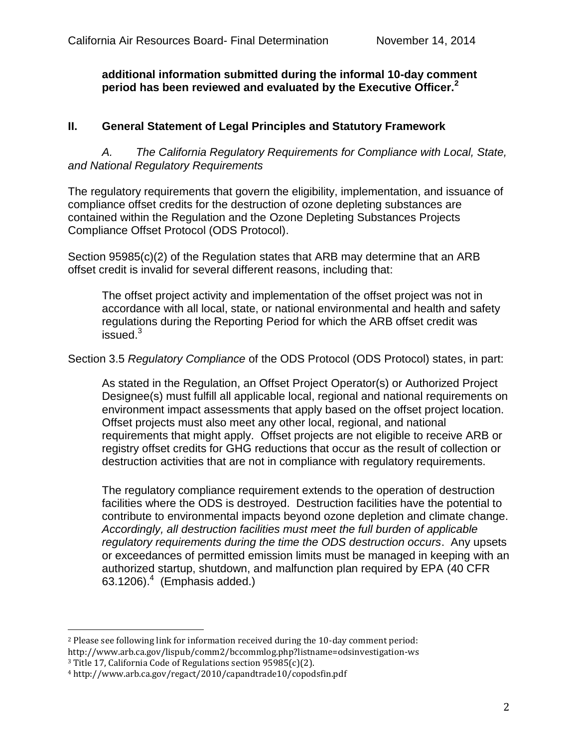**additional information submitted during the informal 10-day comment period has been reviewed and evaluated by the Executive Officer.[2]**

## II. General Statement of Legal Principles and Statutory Framework

*A. The California Regulatory Requirements for Compliance with Local, State, and National Regulatory Requirements*

The regulatory requirements that govern the eligibility, implementation, and issuance of compliance offset credits for the destruction of ozone depleting substances are contained within the Regulation and the Ozone Depleting Substances Projects Compliance Offset Protocol (ODS Protocol).

Section 95985(c)(2) of the Regulation states that ARB may determine that an ARB offset credit is invalid for several different reasons, including that:

> The offset project activity and implementation of the offset project was not in accordance with all local, state, or national environmental and health and safety regulations during the Reporting Period for which the ARB offset credit was issued.[3]

Section 3.5 *Regulatory Compliance* of the ODS Protocol (ODS Protocol) states, in part:

> As stated in the Regulation, an Offset Project Operator(s) or Authorized Project Designee(s) must fulfill all applicable local, regional and national requirements on environment impact assessments that apply based on the offset project location. Offset projects must also meet any other local, regional, and national requirements that might apply. Offset projects are not eligible to receive ARB or registry offset credits for GHG reductions that occur as the result of collection or destruction activities that are not in compliance with regulatory requirements.
>
> The regulatory compliance requirement extends to the operation of destruction facilities where the ODS is destroyed. Destruction facilities have the potential to contribute to environmental impacts beyond ozone depletion and climate change. *Accordingly, all destruction facilities must meet the full burden of applicable regulatory requirements during the time the ODS destruction occurs*. Any upsets or exceedances of permitted emission limits must be managed in keeping with an authorized startup, shutdown, and malfunction plan required by EPA (40 CFR 63.1206).[4] (Emphasis added.)

---

[2] Please see following link for information received during the 10-day comment period: http://www.arb.ca.gov/lispub/comm2/bccommlog.php?listname=odsinvestigation-ws

[3] Title 17, California Code of Regulations section 95985(c)(2).

[4] http://www.arb.ca.gov/regact/2010/capandtrade10/copodsfin.pdf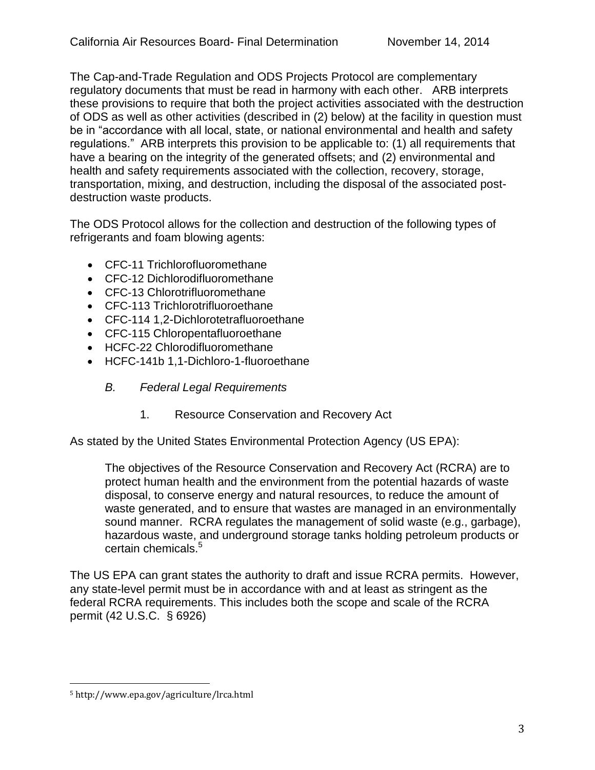The Cap-and-Trade Regulation and ODS Projects Protocol are complementary regulatory documents that must be read in harmony with each other. ARB interprets these provisions to require that both the project activities associated with the destruction of ODS as well as other activities (described in (2) below) at the facility in question must be in "accordance with all local, state, or national environmental and health and safety regulations." ARB interprets this provision to be applicable to: (1) all requirements that have a bearing on the integrity of the generated offsets; and (2) environmental and health and safety requirements associated with the collection, recovery, storage, transportation, mixing, and destruction, including the disposal of the associated post-destruction waste products.

The ODS Protocol allows for the collection and destruction of the following types of refrigerants and foam blowing agents:

- CFC-11 Trichlorofluoromethane
- CFC-12 Dichlorodifluoromethane
- CFC-13 Chlorotrifluoromethane
- CFC-113 Trichlorotrifluoroethane
- CFC-114 1,2-Dichlorotetrafluoroethane
- CFC-115 Chloropentafluoroethane
- HCFC-22 Chlorodifluoromethane
- HCFC-141b 1,1-Dichloro-1-fluoroethane

### *B. Federal Legal Requirements*

#### 1. Resource Conservation and Recovery Act

As stated by the United States Environmental Protection Agency (US EPA):

> The objectives of the Resource Conservation and Recovery Act (RCRA) are to protect human health and the environment from the potential hazards of waste disposal, to conserve energy and natural resources, to reduce the amount of waste generated, and to ensure that wastes are managed in an environmentally sound manner. RCRA regulates the management of solid waste (e.g., garbage), hazardous waste, and underground storage tanks holding petroleum products or certain chemicals.[5]

The US EPA can grant states the authority to draft and issue RCRA permits. However, any state-level permit must be in accordance with and at least as stringent as the federal RCRA requirements. This includes both the scope and scale of the RCRA permit (42 U.S.C. § 6926)

---

[5] http://www.epa.gov/agriculture/lrca.html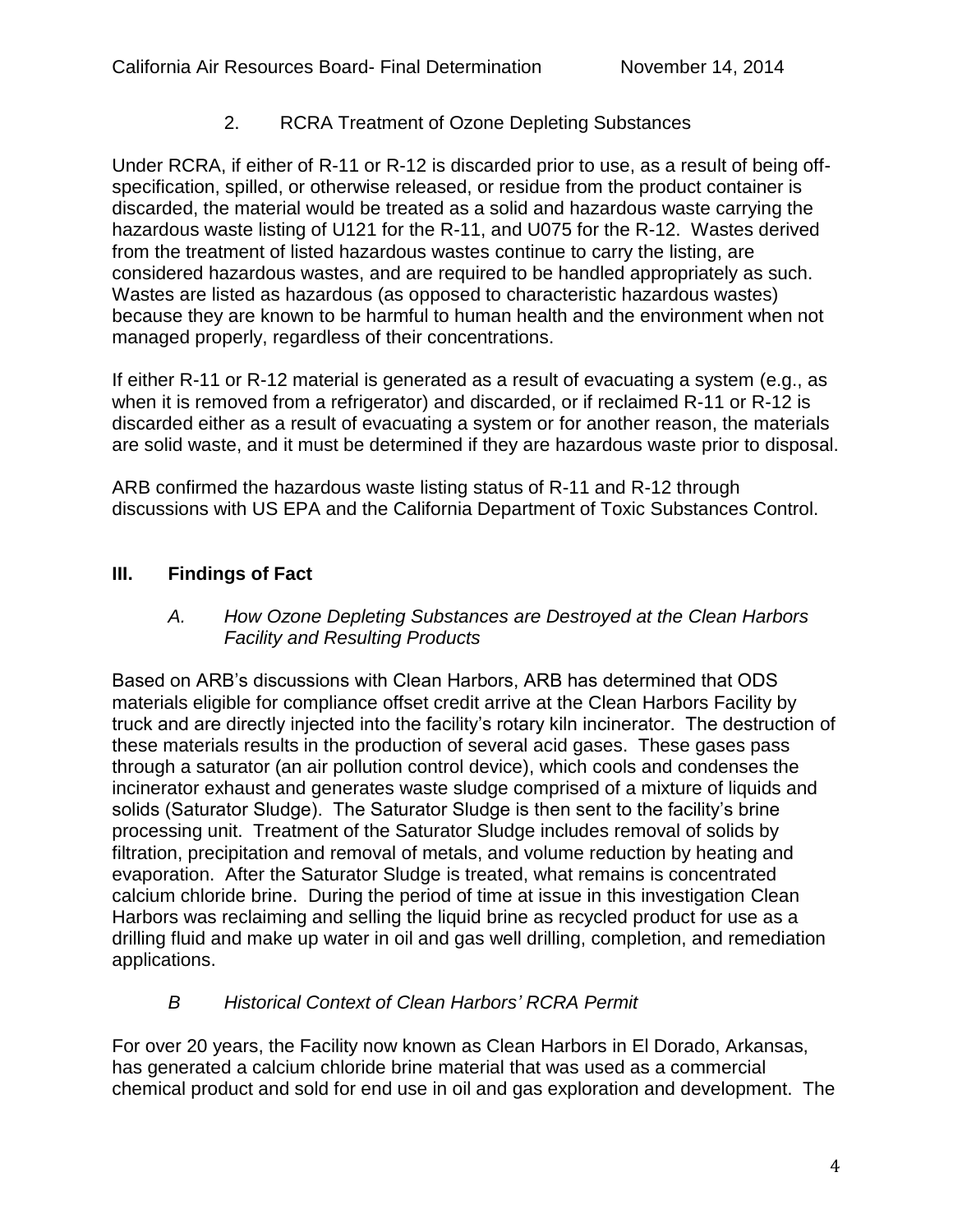### 2. RCRA Treatment of Ozone Depleting Substances

Under RCRA, if either of R-11 or R-12 is discarded prior to use, as a result of being off-specification, spilled, or otherwise released, or residue from the product container is discarded, the material would be treated as a solid and hazardous waste carrying the hazardous waste listing of U121 for the R-11, and U075 for the R-12. Wastes derived from the treatment of listed hazardous wastes continue to carry the listing, are considered hazardous wastes, and are required to be handled appropriately as such. Wastes are listed as hazardous (as opposed to characteristic hazardous wastes) because they are known to be harmful to human health and the environment when not managed properly, regardless of their concentrations.

If either R-11 or R-12 material is generated as a result of evacuating a system (e.g., as when it is removed from a refrigerator) and discarded, or if reclaimed R-11 or R-12 is discarded either as a result of evacuating a system or for another reason, the materials are solid waste, and it must be determined if they are hazardous waste prior to disposal.

ARB confirmed the hazardous waste listing status of R-11 and R-12 through discussions with US EPA and the California Department of Toxic Substances Control.

## III. Findings of Fact

### *A. How Ozone Depleting Substances are Destroyed at the Clean Harbors Facility and Resulting Products*

Based on ARB's discussions with Clean Harbors, ARB has determined that ODS materials eligible for compliance offset credit arrive at the Clean Harbors Facility by truck and are directly injected into the facility's rotary kiln incinerator. The destruction of these materials results in the production of several acid gases. These gases pass through a saturator (an air pollution control device), which cools and condenses the incinerator exhaust and generates waste sludge comprised of a mixture of liquids and solids (Saturator Sludge). The Saturator Sludge is then sent to the facility's brine processing unit. Treatment of the Saturator Sludge includes removal of solids by filtration, precipitation and removal of metals, and volume reduction by heating and evaporation. After the Saturator Sludge is treated, what remains is concentrated calcium chloride brine. During the period of time at issue in this investigation Clean Harbors was reclaiming and selling the liquid brine as recycled product for use as a drilling fluid and make up water in oil and gas well drilling, completion, and remediation applications.

### *B Historical Context of Clean Harbors' RCRA Permit*

For over 20 years, the Facility now known as Clean Harbors in El Dorado, Arkansas, has generated a calcium chloride brine material that was used as a commercial chemical product and sold for end use in oil and gas exploration and development. The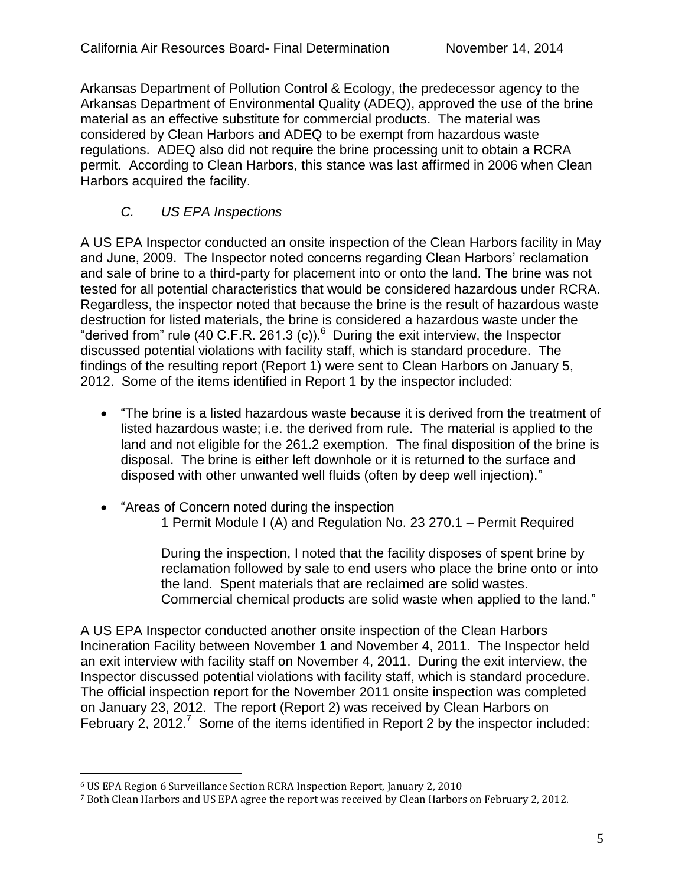Arkansas Department of Pollution Control & Ecology, the predecessor agency to the Arkansas Department of Environmental Quality (ADEQ), approved the use of the brine material as an effective substitute for commercial products. The material was considered by Clean Harbors and ADEQ to be exempt from hazardous waste regulations. ADEQ also did not require the brine processing unit to obtain a RCRA permit. According to Clean Harbors, this stance was last affirmed in 2006 when Clean Harbors acquired the facility.

### *C. US EPA Inspections*

A US EPA Inspector conducted an onsite inspection of the Clean Harbors facility in May and June, 2009. The Inspector noted concerns regarding Clean Harbors' reclamation and sale of brine to a third-party for placement into or onto the land. The brine was not tested for all potential characteristics that would be considered hazardous under RCRA. Regardless, the inspector noted that because the brine is the result of hazardous waste destruction for listed materials, the brine is considered a hazardous waste under the "derived from" rule (40 C.F.R. 261.3 (c)).[6] During the exit interview, the Inspector discussed potential violations with facility staff, which is standard procedure. The findings of the resulting report (Report 1) were sent to Clean Harbors on January 5, 2012. Some of the items identified in Report 1 by the inspector included:

- "The brine is a listed hazardous waste because it is derived from the treatment of listed hazardous waste; i.e. the derived from rule. The material is applied to the land and not eligible for the 261.2 exemption. The final disposition of the brine is disposal. The brine is either left downhole or it is returned to the surface and disposed with other unwanted well fluids (often by deep well injection)."
- "Areas of Concern noted during the inspection

  1 Permit Module I (A) and Regulation No. 23 270.1 – Permit Required

  During the inspection, I noted that the facility disposes of spent brine by reclamation followed by sale to end users who place the brine onto or into the land. Spent materials that are reclaimed are solid wastes. Commercial chemical products are solid waste when applied to the land."

A US EPA Inspector conducted another onsite inspection of the Clean Harbors Incineration Facility between November 1 and November 4, 2011. The Inspector held an exit interview with facility staff on November 4, 2011. During the exit interview, the Inspector discussed potential violations with facility staff, which is standard procedure. The official inspection report for the November 2011 onsite inspection was completed on January 23, 2012. The report (Report 2) was received by Clean Harbors on February 2, 2012.[7] Some of the items identified in Report 2 by the inspector included:

---

[6] US EPA Region 6 Surveillance Section RCRA Inspection Report, January 2, 2010

[7] Both Clean Harbors and US EPA agree the report was received by Clean Harbors on February 2, 2012.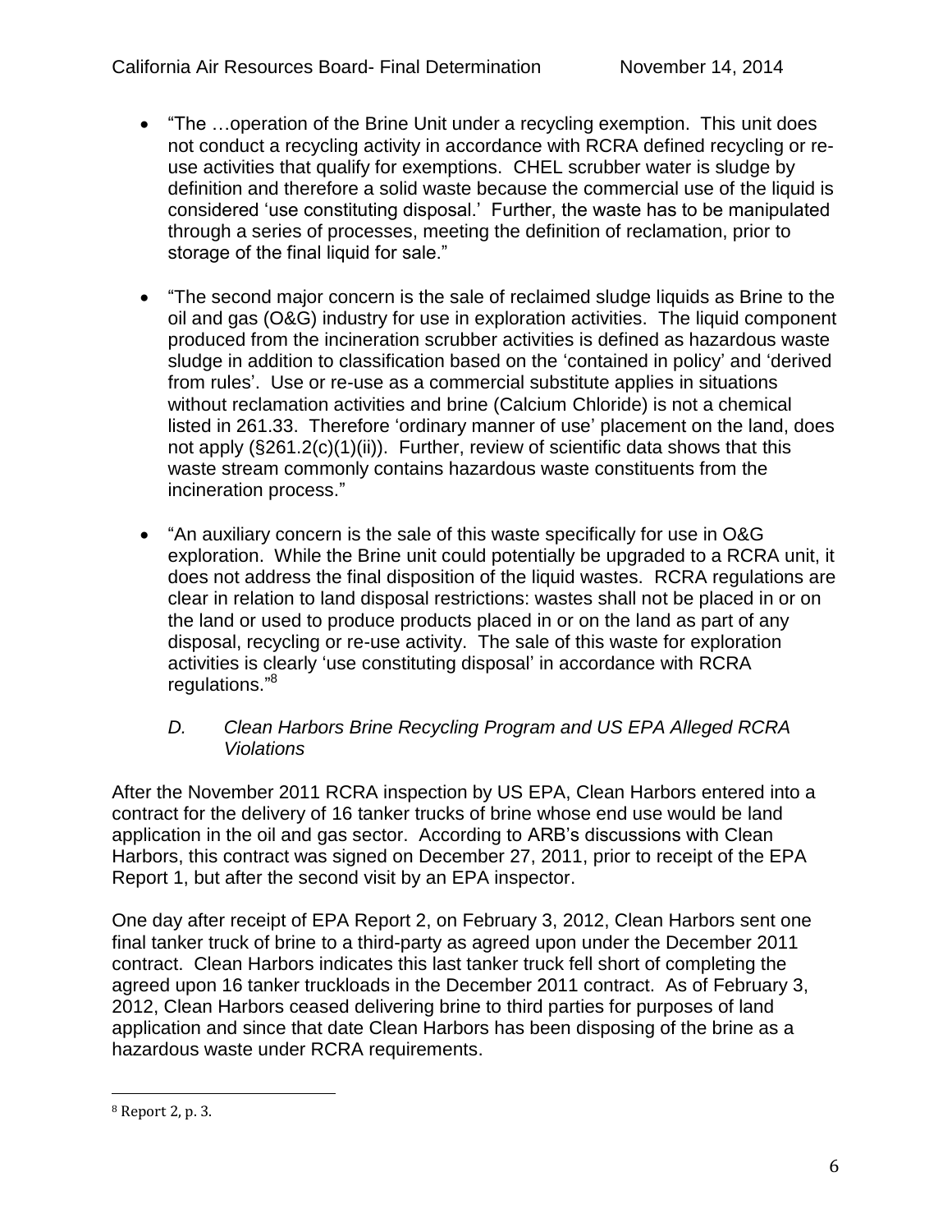- "The …operation of the Brine Unit under a recycling exemption. This unit does not conduct a recycling activity in accordance with RCRA defined recycling or re-use activities that qualify for exemptions. CHEL scrubber water is sludge by definition and therefore a solid waste because the commercial use of the liquid is considered 'use constituting disposal.' Further, the waste has to be manipulated through a series of processes, meeting the definition of reclamation, prior to storage of the final liquid for sale."

- "The second major concern is the sale of reclaimed sludge liquids as Brine to the oil and gas (O&G) industry for use in exploration activities. The liquid component produced from the incineration scrubber activities is defined as hazardous waste sludge in addition to classification based on the 'contained in policy' and 'derived from rules'. Use or re-use as a commercial substitute applies in situations without reclamation activities and brine (Calcium Chloride) is not a chemical listed in 261.33. Therefore 'ordinary manner of use' placement on the land, does not apply (§261.2(c)(1)(ii)). Further, review of scientific data shows that this waste stream commonly contains hazardous waste constituents from the incineration process."

- "An auxiliary concern is the sale of this waste specifically for use in O&G exploration. While the Brine unit could potentially be upgraded to a RCRA unit, it does not address the final disposition of the liquid wastes. RCRA regulations are clear in relation to land disposal restrictions: wastes shall not be placed in or on the land or used to produce products placed in or on the land as part of any disposal, recycling or re-use activity. The sale of this waste for exploration activities is clearly 'use constituting disposal' in accordance with RCRA regulations."[8]

### *D. Clean Harbors Brine Recycling Program and US EPA Alleged RCRA Violations*

After the November 2011 RCRA inspection by US EPA, Clean Harbors entered into a contract for the delivery of 16 tanker trucks of brine whose end use would be land application in the oil and gas sector. According to ARB's discussions with Clean Harbors, this contract was signed on December 27, 2011, prior to receipt of the EPA Report 1, but after the second visit by an EPA inspector.

One day after receipt of EPA Report 2, on February 3, 2012, Clean Harbors sent one final tanker truck of brine to a third-party as agreed upon under the December 2011 contract. Clean Harbors indicates this last tanker truck fell short of completing the agreed upon 16 tanker truckloads in the December 2011 contract. As of February 3, 2012, Clean Harbors ceased delivering brine to third parties for purposes of land application and since that date Clean Harbors has been disposing of the brine as a hazardous waste under RCRA requirements.

---

[8] Report 2, p. 3.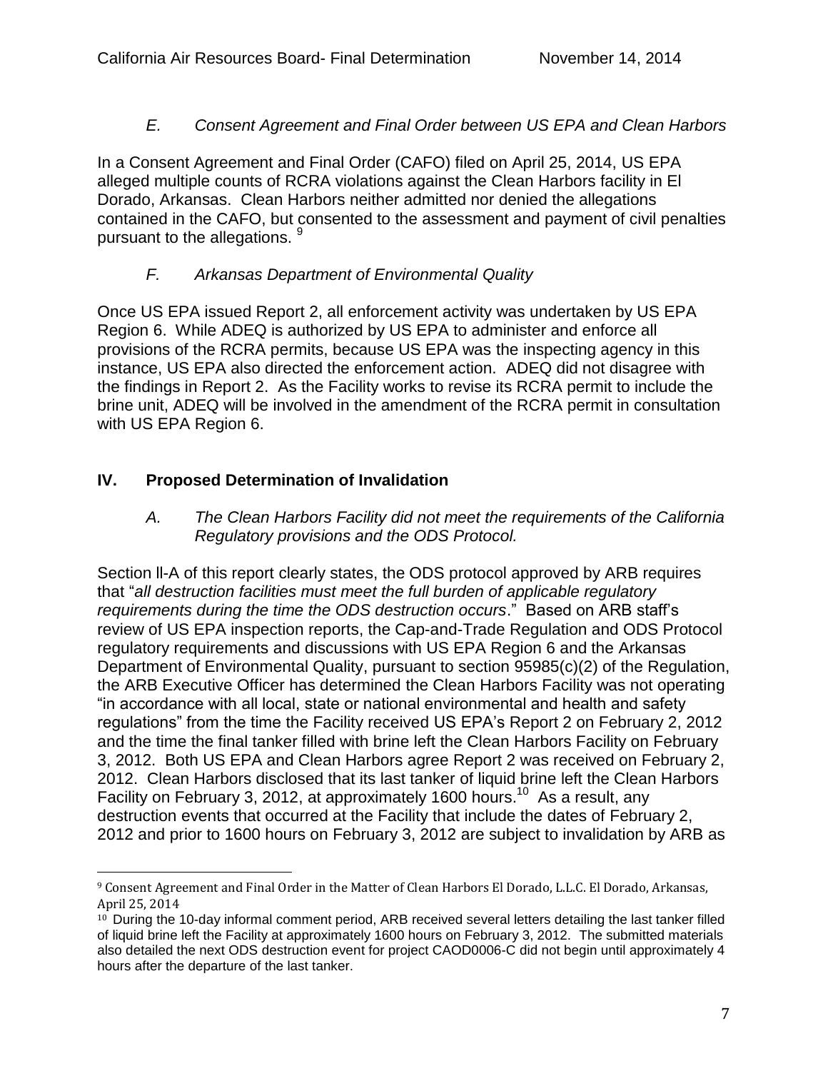### *E. Consent Agreement and Final Order between US EPA and Clean Harbors*

In a Consent Agreement and Final Order (CAFO) filed on April 25, 2014, US EPA alleged multiple counts of RCRA violations against the Clean Harbors facility in El Dorado, Arkansas. Clean Harbors neither admitted nor denied the allegations contained in the CAFO, but consented to the assessment and payment of civil penalties pursuant to the allegations. [9]

### *F. Arkansas Department of Environmental Quality*

Once US EPA issued Report 2, all enforcement activity was undertaken by US EPA Region 6. While ADEQ is authorized by US EPA to administer and enforce all provisions of the RCRA permits, because US EPA was the inspecting agency in this instance, US EPA also directed the enforcement action. ADEQ did not disagree with the findings in Report 2. As the Facility works to revise its RCRA permit to include the brine unit, ADEQ will be involved in the amendment of the RCRA permit in consultation with US EPA Region 6.

## IV. Proposed Determination of Invalidation

### *A. The Clean Harbors Facility did not meet the requirements of the California Regulatory provisions and the ODS Protocol.*

Section II-A of this report clearly states, the ODS protocol approved by ARB requires that "*all destruction facilities must meet the full burden of applicable regulatory requirements during the time the ODS destruction occurs*." Based on ARB staff's review of US EPA inspection reports, the Cap-and-Trade Regulation and ODS Protocol regulatory requirements and discussions with US EPA Region 6 and the Arkansas Department of Environmental Quality, pursuant to section 95985(c)(2) of the Regulation, the ARB Executive Officer has determined the Clean Harbors Facility was not operating "in accordance with all local, state or national environmental and health and safety regulations" from the time the Facility received US EPA's Report 2 on February 2, 2012 and the time the final tanker filled with brine left the Clean Harbors Facility on February 3, 2012. Both US EPA and Clean Harbors agree Report 2 was received on February 2, 2012. Clean Harbors disclosed that its last tanker of liquid brine left the Clean Harbors Facility on February 3, 2012, at approximately 1600 hours.[10] As a result, any destruction events that occurred at the Facility that include the dates of February 2, 2012 and prior to 1600 hours on February 3, 2012 are subject to invalidation by ARB as

---

[9] Consent Agreement and Final Order in the Matter of Clean Harbors El Dorado, L.L.C. El Dorado, Arkansas, April 25, 2014

[10] During the 10-day informal comment period, ARB received several letters detailing the last tanker filled of liquid brine left the Facility at approximately 1600 hours on February 3, 2012. The submitted materials also detailed the next ODS destruction event for project CAOD0006-C did not begin until approximately 4 hours after the departure of the last tanker.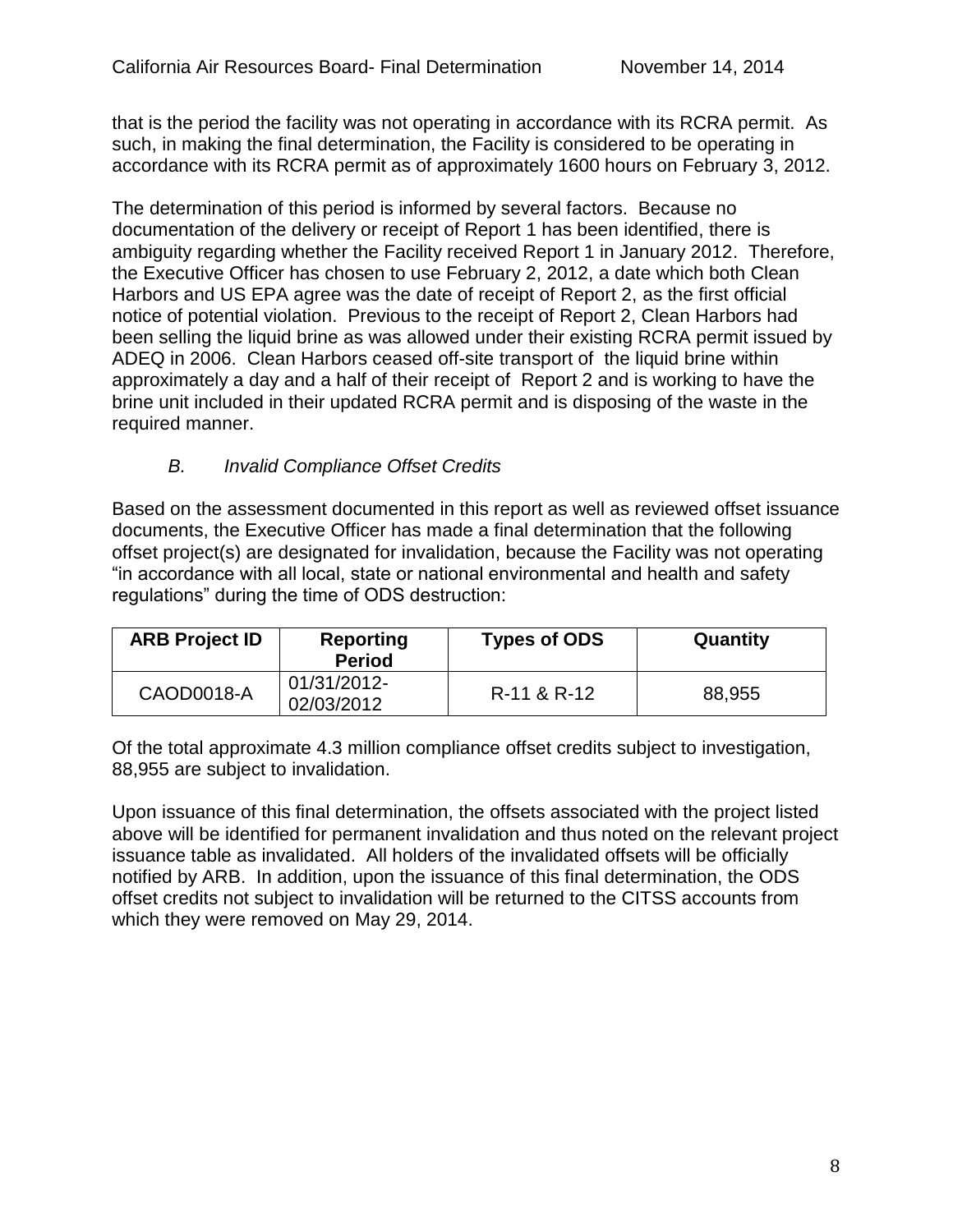that is the period the facility was not operating in accordance with its RCRA permit. As such, in making the final determination, the Facility is considered to be operating in accordance with its RCRA permit as of approximately 1600 hours on February 3, 2012.

The determination of this period is informed by several factors. Because no documentation of the delivery or receipt of Report 1 has been identified, there is ambiguity regarding whether the Facility received Report 1 in January 2012. Therefore, the Executive Officer has chosen to use February 2, 2012, a date which both Clean Harbors and US EPA agree was the date of receipt of Report 2, as the first official notice of potential violation. Previous to the receipt of Report 2, Clean Harbors had been selling the liquid brine as was allowed under their existing RCRA permit issued by ADEQ in 2006. Clean Harbors ceased off-site transport of the liquid brine within approximately a day and a half of their receipt of Report 2 and is working to have the brine unit included in their updated RCRA permit and is disposing of the waste in the required manner.

### *B. Invalid Compliance Offset Credits*

Based on the assessment documented in this report as well as reviewed offset issuance documents, the Executive Officer has made a final determination that the following offset project(s) are designated for invalidation, because the Facility was not operating "in accordance with all local, state or national environmental and health and safety regulations" during the time of ODS destruction:

| ARB Project ID | Reporting Period | Types of ODS | Quantity |
|---|---|---|---|
| CAOD0018-A | 01/31/2012-02/03/2012 | R-11 & R-12 | 88,955 |

Of the total approximate 4.3 million compliance offset credits subject to investigation, 88,955 are subject to invalidation.

Upon issuance of this final determination, the offsets associated with the project listed above will be identified for permanent invalidation and thus noted on the relevant project issuance table as invalidated. All holders of the invalidated offsets will be officially notified by ARB. In addition, upon the issuance of this final determination, the ODS offset credits not subject to invalidation will be returned to the CITSS accounts from which they were removed on May 29, 2014.